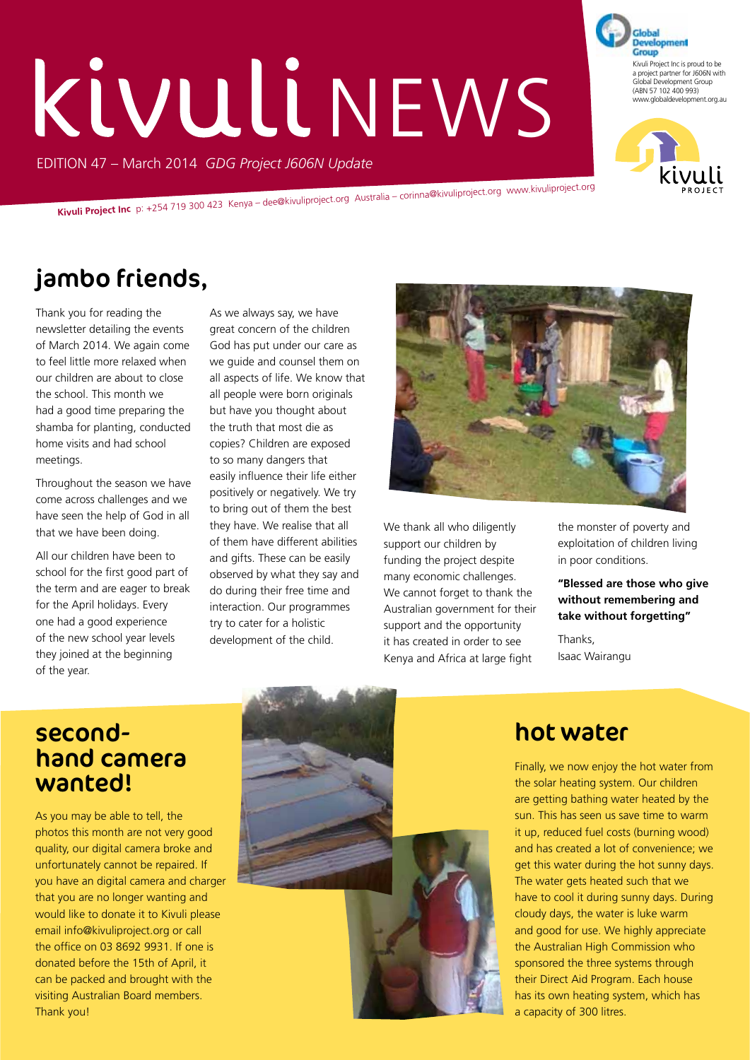# kivuli NEWS

EDITION 47 – March 2014 *GDG Project J606N Update*

Kivuli Project Inc is proud to be a project partner for J606N with Global Development Group (ABN 57 102 400 993) www.globaldevelopment.org.au

**Kivuli Project Inc** p: +254 719 300 423 Kenya – dee@kivuliproject.org Australia – corinna@kivuliproject.org www.kivuliproject.org

## jambo friends,

Thank you for reading the newsletter detailing the events of March 2014. We again come to feel little more relaxed when our children are about to close the school. This month we had a good time preparing the shamba for planting, conducted home visits and had school meetings.

Throughout the season we have come across challenges and we have seen the help of God in all that we have been doing.

All our children have been to school for the first good part of the term and are eager to break for the April holidays. Every one had a good experience of the new school year levels they joined at the beginning of the year.

As we always say, we have great concern of the children God has put under our care as we guide and counsel them on all aspects of life. We know that all people were born originals but have you thought about the truth that most die as copies? Children are exposed to so many dangers that easily influence their life either positively or negatively. We try to bring out of them the best they have. We realise that all of them have different abilities and gifts. These can be easily observed by what they say and do during their free time and interaction. Our programmes try to cater for a holistic development of the child.

We thank all who diligently support our children by funding the project despite many economic challenges. We cannot forget to thank the Australian government for their support and the opportunity it has created in order to see Kenya and Africa at large fight the monster of poverty and exploitation of children living in poor conditions.

**"Blessed are those who give without remembering and take without forgetting"**

Thanks,
Isaac Wairangu

## second-hand camera wanted!

As you may be able to tell, the photos this month are not very good quality, our digital camera broke and unfortunately cannot be repaired. If you have an digital camera and charger that you are no longer wanting and would like to donate it to Kivuli please email info@kivuliproject.org or call the office on 03 8692 9931. If one is donated before the 15th of April, it can be packed and brought with the visiting Australian Board members. Thank you!

## hot water

Finally, we now enjoy the hot water from the solar heating system. Our children are getting bathing water heated by the sun. This has seen us save time to warm it up, reduced fuel costs (burning wood) and has created a lot of convenience; we get this water during the hot sunny days. The water gets heated such that we have to cool it during sunny days. During cloudy days, the water is luke warm and good for use. We highly appreciate the Australian High Commission who sponsored the three systems through their Direct Aid Program. Each house has its own heating system, which has a capacity of 300 litres.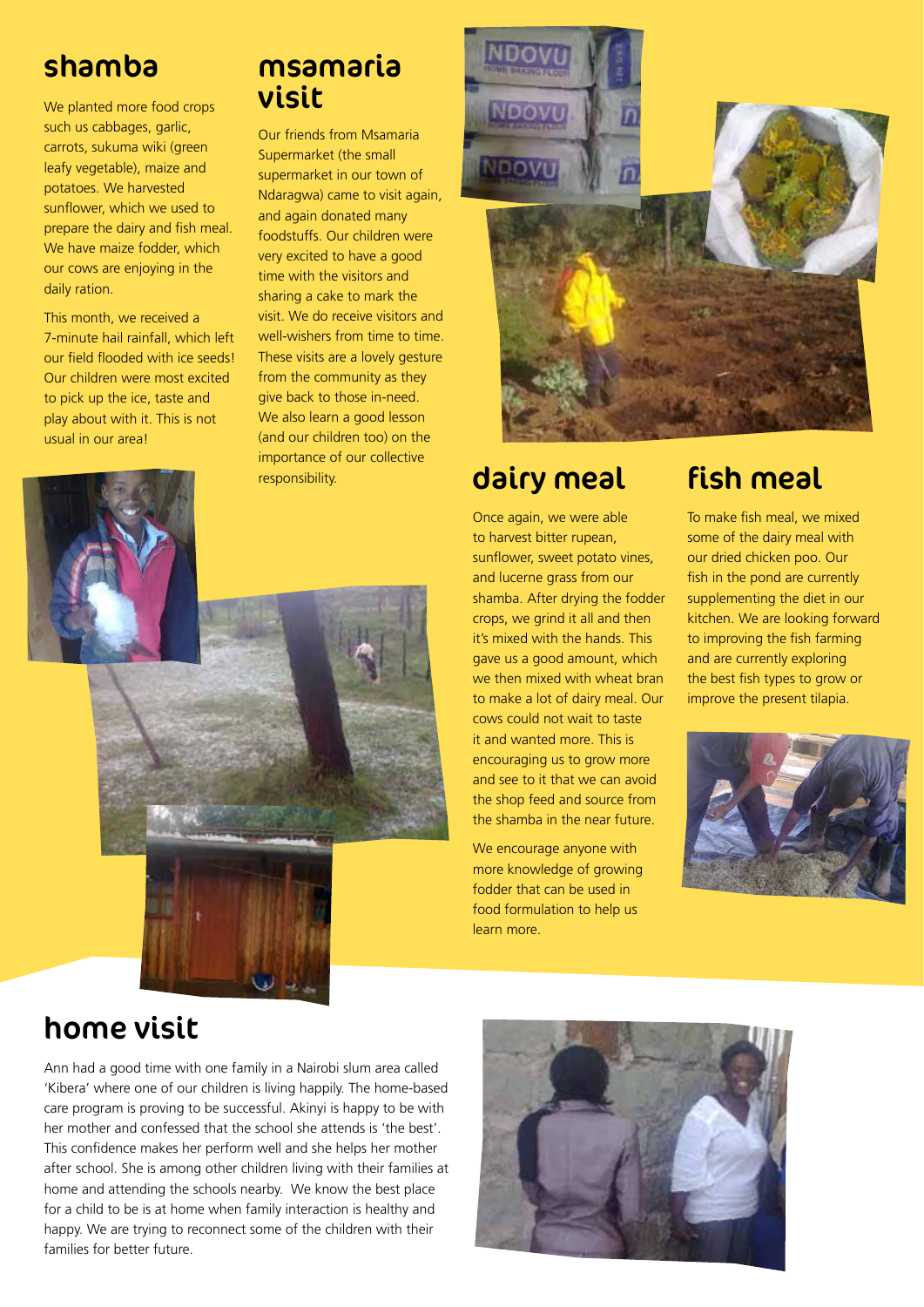## shamba

We planted more food crops such us cabbages, garlic, carrots, sukuma wiki (green leafy vegetable), maize and potatoes. We harvested sunflower, which we used to prepare the dairy and fish meal. We have maize fodder, which our cows are enjoying in the daily ration.

This month, we received a 7-minute hail rainfall, which left our field flooded with ice seeds! Our children were most excited to pick up the ice, taste and play about with it. This is not usual in our area!

## msamaria visit

Our friends from Msamaria Supermarket (the small supermarket in our town of Ndaragwa) came to visit again, and again donated many foodstuffs. Our children were very excited to have a good time with the visitors and sharing a cake to mark the visit. We do receive visitors and well-wishers from time to time. These visits are a lovely gesture from the community as they give back to those in-need. We also learn a good lesson (and our children too) on the importance of our collective responsibility.

## dairy meal

Once again, we were able to harvest bitter rupean, sunflower, sweet potato vines, and lucerne grass from our shamba. After drying the fodder crops, we grind it all and then it's mixed with the hands. This gave us a good amount, which we then mixed with wheat bran to make a lot of dairy meal. Our cows could not wait to taste it and wanted more. This is encouraging us to grow more and see to it that we can avoid the shop feed and source from the shamba in the near future.

We encourage anyone with more knowledge of growing fodder that can be used in food formulation to help us learn more.

## fish meal

To make fish meal, we mixed some of the dairy meal with our dried chicken poo. Our fish in the pond are currently supplementing the diet in our kitchen. We are looking forward to improving the fish farming and are currently exploring the best fish types to grow or improve the present tilapia.

## home visit

Ann had a good time with one family in a Nairobi slum area called 'Kibera' where one of our children is living happily. The home-based care program is proving to be successful. Akinyi is happy to be with her mother and confessed that the school she attends is 'the best'. This confidence makes her perform well and she helps her mother after school. She is among other children living with their families at home and attending the schools nearby. We know the best place for a child to be is at home when family interaction is healthy and happy. We are trying to reconnect some of the children with their families for better future.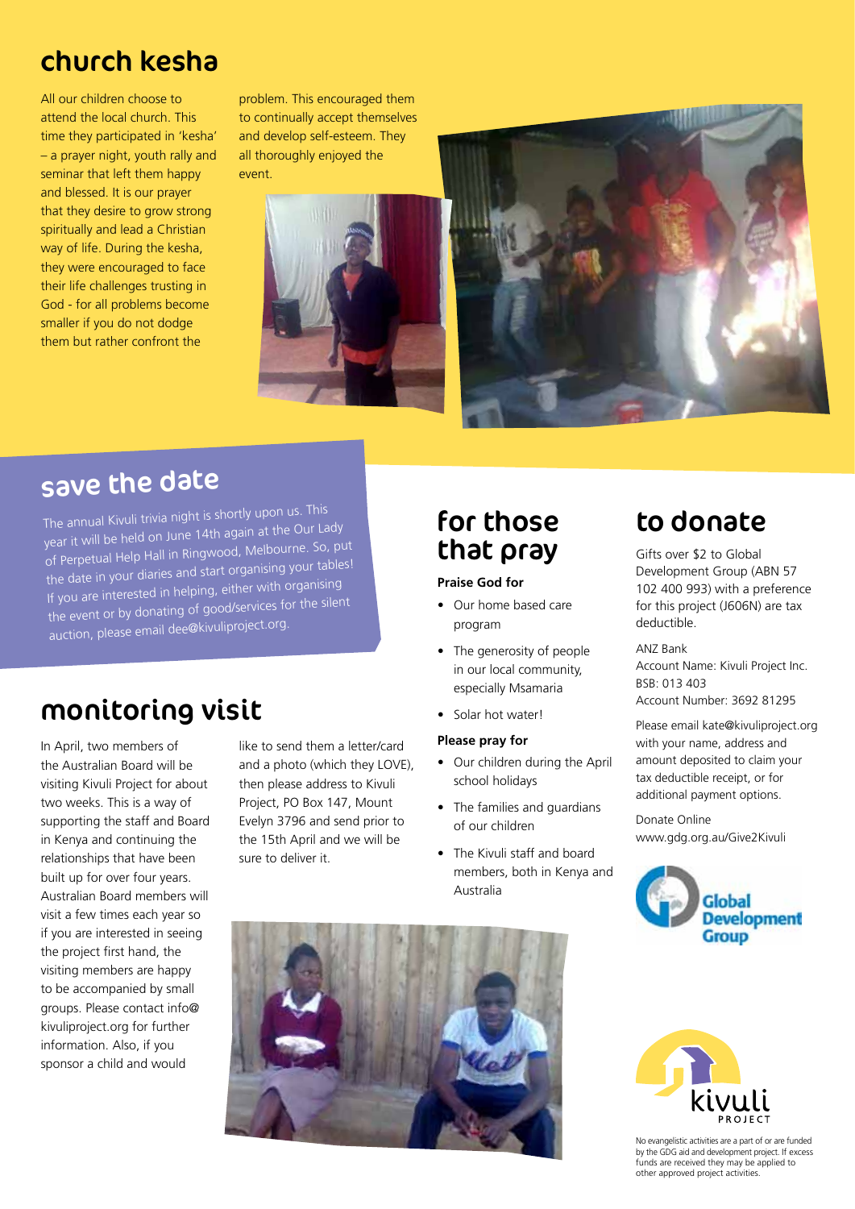## church kesha

All our children choose to attend the local church. This time they participated in 'kesha' – a prayer night, youth rally and seminar that left them happy and blessed. It is our prayer that they desire to grow strong spiritually and lead a Christian way of life. During the kesha, they were encouraged to face their life challenges trusting in God - for all problems become smaller if you do not dodge them but rather confront the problem. This encouraged them to continually accept themselves and develop self-esteem. They all thoroughly enjoyed the event.

## save the date

The annual Kivuli trivia night is shortly upon us. This year it will be held on June 14th again at the Our Lady of Perpetual Help Hall in Ringwood, Melbourne. So, put the date in your diaries and start organising your tables! If you are interested in helping, either with organising the event or by donating of good/services for the silent auction, please email dee@kivuliproject.org.

## monitoring visit

In April, two members of the Australian Board will be visiting Kivuli Project for about two weeks. This is a way of supporting the staff and Board in Kenya and continuing the relationships that have been built up for over four years. Australian Board members will visit a few times each year so if you are interested in seeing the project first hand, the visiting members are happy to be accompanied by small groups. Please contact info@kivuliproject.org for further information. Also, if you sponsor a child and would like to send them a letter/card and a photo (which they LOVE), then please address to Kivuli Project, PO Box 147, Mount Evelyn 3796 and send prior to the 15th April and we will be sure to deliver it.

## for those that pray

**Praise God for**

- Our home based care program
- The generosity of people in our local community, especially Msamaria
- Solar hot water!

**Please pray for**

- Our children during the April school holidays
- The families and guardians of our children
- The Kivuli staff and board members, both in Kenya and Australia

## to donate

Gifts over $2 to Global Development Group (ABN 57 102 400 993) with a preference for this project (J606N) are tax deductible.

ANZ Bank
Account Name: Kivuli Project Inc.
BSB: 013 403
Account Number: 3692 81295

Please email kate@kivuliproject.org with your name, address and amount deposited to claim your tax deductible receipt, or for additional payment options.

Donate Online
www.gdg.org.au/Give2Kivuli

Global Development Group

kivuli PROJECT

No evangelistic activities are a part of or are funded by the GDG aid and development project. If excess funds are received they may be applied to other approved project activities.